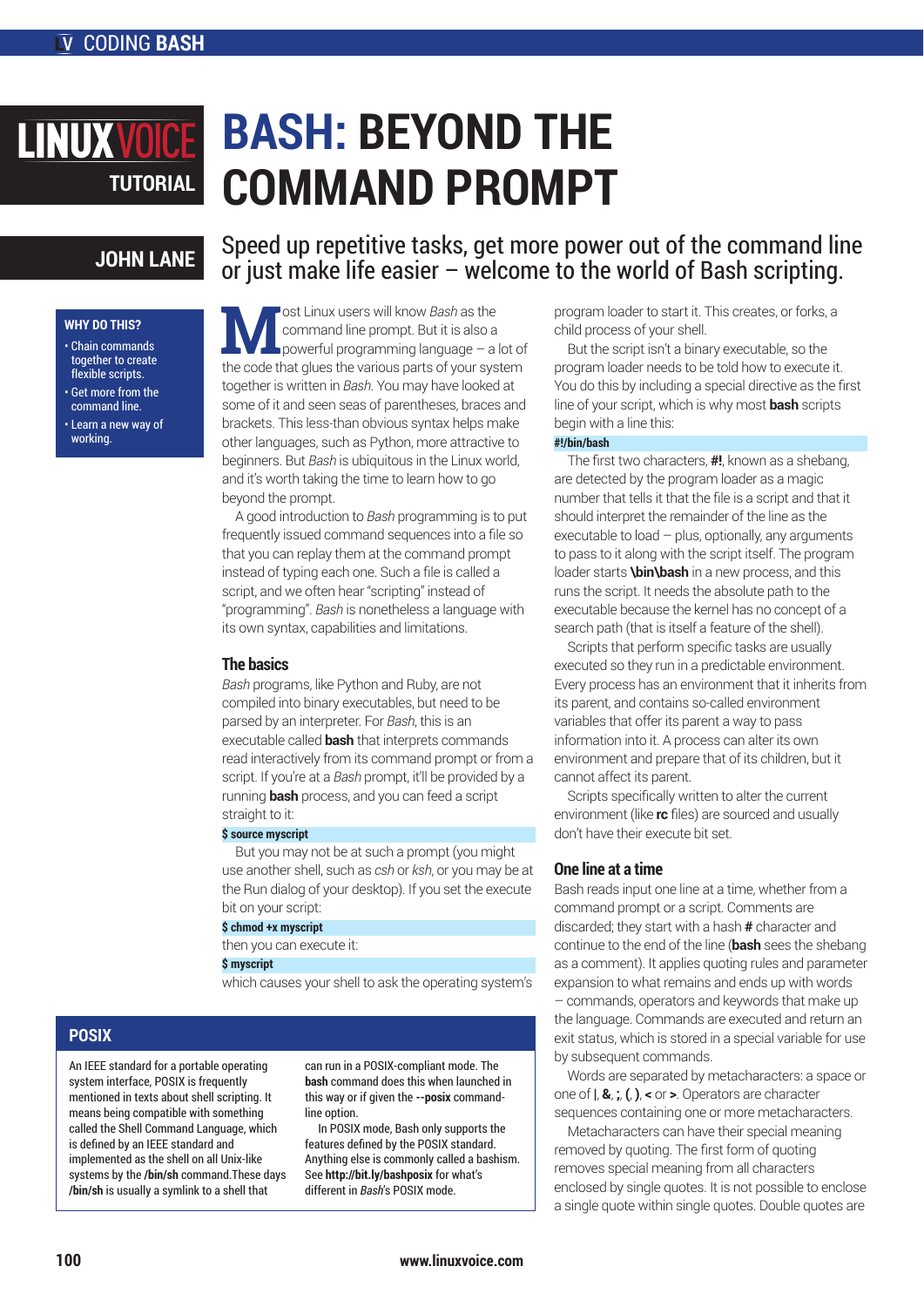# BASH: BEYOND THE COMMAND PROMPT

**LINUXVOICE TUTORIAL**

## JOHN LANE

Speed up repetitive tasks, get more power out of the command line or just make life easier – welcome to the world of Bash scripting.

### WHY DO THIS?

- Chain commands together to create flexible scripts.
- Get more from the command line.
- Learn a new way of working.

Most Linux users will know *Bash* as the command line prompt. But it is also a powerful programming language – a lot of the code that glues the various parts of your system together is written in *Bash*. You may have looked at some of it and seen seas of parentheses, braces and brackets. This less-than obvious syntax helps make other languages, such as Python, more attractive to beginners. But *Bash* is ubiquitous in the Linux world, and it's worth taking the time to learn how to go beyond the prompt.

A good introduction to *Bash* programming is to put frequently issued command sequences into a file so that you can replay them at the command prompt instead of typing each one. Such a file is called a script, and we often hear "scripting" instead of "programming". *Bash* is nonetheless a language with its own syntax, capabilities and limitations.

### The basics

*Bash* programs, like Python and Ruby, are not compiled into binary executables, but need to be parsed by an interpreter. For *Bash*, this is an executable called **bash** that interprets commands read interactively from its command prompt or from a script. If you're at a *Bash* prompt, it'll be provided by a running **bash** process, and you can feed a script straight to it:

```
$ source myscript
```

But you may not be at such a prompt (you might use another shell, such as *csh* or *ksh*, or you may be at the Run dialog of your desktop). If you set the execute bit on your script:

```
$ chmod +x myscript
```

then you can execute it:

```
$ myscript
```

which causes your shell to ask the operating system's program loader to start it. This creates, or forks, a child process of your shell.

But the script isn't a binary executable, so the program loader needs to be told how to execute it. You do this by including a special directive as the first line of your script, which is why most **bash** scripts begin with a line this:

```
#!/bin/bash
```

The first two characters, **#!**, known as a shebang, are detected by the program loader as a magic number that tells it that the file is a script and that it should interpret the remainder of the line as the executable to load – plus, optionally, any arguments to pass to it along with the script itself. The program loader starts **\bin\bash** in a new process, and this runs the script. It needs the absolute path to the executable because the kernel has no concept of a search path (that is itself a feature of the shell).

Scripts that perform specific tasks are usually executed so they run in a predictable environment. Every process has an environment that it inherits from its parent, and contains so-called environment variables that offer its parent a way to pass information into it. A process can alter its own environment and prepare that of its children, but it cannot affect its parent.

Scripts specifically written to alter the current environment (like **rc** files) are sourced and usually don't have their execute bit set.

### One line at a time

Bash reads input one line at a time, whether from a command prompt or a script. Comments are discarded; they start with a hash **#** character and continue to the end of the line (**bash** sees the shebang as a comment). It applies quoting rules and parameter expansion to what remains and ends up with words – commands, operators and keywords that make up the language. Commands are executed and return an exit status, which is stored in a special variable for use by subsequent commands.

Words are separated by metacharacters: a space or one of **|**, **&**, **;**, **(**, **)**, **<** or **>**. Operators are character sequences containing one or more metacharacters.

Metacharacters can have their special meaning removed by quoting. The first form of quoting removes special meaning from all characters enclosed by single quotes. It is not possible to enclose a single quote within single quotes. Double quotes are

### POSIX

An IEEE standard for a portable operating system interface, POSIX is frequently mentioned in texts about shell scripting. It means being compatible with something called the Shell Command Language, which is defined by an IEEE standard and implemented as the shell on all Unix-like systems by the **/bin/sh** command.These days **/bin/sh** is usually a symlink to a shell that can run in a POSIX-compliant mode. The **bash** command does this when launched in this way or if given the **--posix** command-line option.

In POSIX mode, Bash only supports the features defined by the POSIX standard. Anything else is commonly called a bashism. See **http://bit.ly/bashposix** for what's different in *Bash*'s POSIX mode.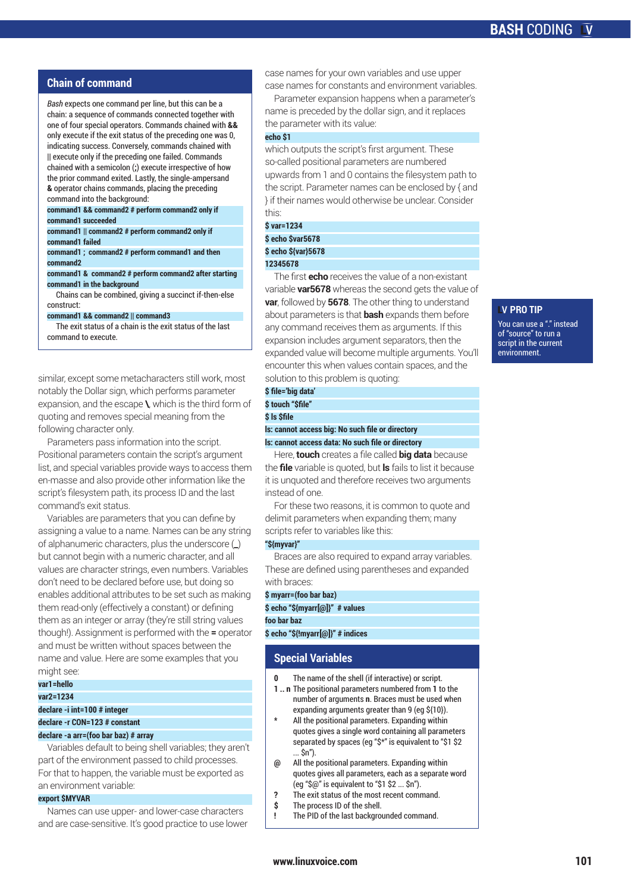## Chain of command

*Bash* expects one command per line, but this can be a chain: a sequence of commands connected together with one of four special operators. Commands chained with **&&** only execute if the exit status of the preceding one was 0, indicating success. Conversely, commands chained with || execute only if the preceding one failed. Commands chained with a semicolon (**;**) execute irrespective of how the prior command exited. Lastly, the single-ampersand **&** operator chains commands, placing the preceding command into the background:

```
command1 && command2 # perform command2 only if command1 succeeded
command1 || command2 # perform command2 only if command1 failed
command1 ;  command2 # perform command1 and then command2
command1 &  command2 # perform command2 after starting command1 in the background
```

Chains can be combined, giving a succinct if-then-else construct:

```
command1 && command2 || command3
```

The exit status of a chain is the exit status of the last command to execute.

similar, except some metacharacters still work, most notably the Dollar sign, which performs parameter expansion, and the escape **\**, which is the third form of quoting and removes special meaning from the following character only.

Parameters pass information into the script. Positional parameters contain the script's argument list, and special variables provide ways to access them en-masse and also provide other information like the script's filesystem path, its process ID and the last command's exit status.

Variables are parameters that you can define by assigning a value to a name. Names can be any string of alphanumeric characters, plus the underscore (_) but cannot begin with a numeric character, and all values are character strings, even numbers. Variables don't need to be declared before use, but doing so enables additional attributes to be set such as making them read-only (effectively a constant) or defining them as an integer or array (they're still string values though!). Assignment is performed with the **=** operator and must be written without spaces between the name and value. Here are some examples that you might see:

```
var1=hello
var2=1234
declare -i int=100 # integer
declare -r CON=123 # constant
declare -a arr=(foo bar baz) # array
```

Variables default to being shell variables; they aren't part of the environment passed to child processes. For that to happen, the variable must be exported as an environment variable:

```
export $MYVAR
```

Names can use upper- and lower-case characters and are case-sensitive. It's good practice to use lower case names for your own variables and use upper case names for constants and environment variables.

Parameter expansion happens when a parameter's name is preceded by the dollar sign, and it replaces the parameter with its value:

```
echo $1
```

which outputs the script's first argument. These so-called positional parameters are numbered upwards from 1 and 0 contains the filesystem path to the script. Parameter names can be enclosed by { and } if their names would otherwise be unclear. Consider this:

```
$ var=1234
$ echo $var5678
$ echo ${var}5678
12345678
```

The first **echo** receives the value of a non-existant variable **var5678** whereas the second gets the value of **var**, followed by **5678**. The other thing to understand about parameters is that **bash** expands them before any command receives them as arguments. If this expansion includes argument separators, then the expanded value will become multiple arguments. You'll encounter this when values contain spaces, and the solution to this problem is quoting:

```
$ file='big data'
$ touch "$file"
$ ls $file
ls: cannot access big: No such file or directory
ls: cannot access data: No such file or directory
```

Here, **touch** creates a file called **big data** because the **file** variable is quoted, but **ls** fails to list it because it is unquoted and therefore receives two arguments instead of one.

For these two reasons, it is common to quote and delimit parameters when expanding them; many scripts refer to variables like this:

```
"${myvar}"
```

Braces are also required to expand array variables. These are defined using parentheses and expanded with braces:

```
$ myarr=(foo bar baz)
$ echo "${myarr[@]}"  # values
foo bar baz
$ echo "${!myarr[@]}" # indices
```

## Special Variables

| | |
|---|---|
| **0** | The name of the shell (if interactive) or script. |
| **1 .. n** | The positional parameters numbered from **1** to the number of arguments **n**. Braces must be used when expanding arguments greater than 9 (eg ${10}). |
| **\*** | All the positional parameters. Expanding within quotes gives a single word containing all parameters separated by spaces (eg "$*" is equivalent to "$1 $2 ... $n"). |
| **@** | All the positional parameters. Expanding within quotes gives all parameters, each as a separate word (eg "$@" is equivalent to "$1 $2 ... $n"). |
| **?** | The exit status of the most recent command. |
| **$** | The process ID of the shell. |
| **!** | The PID of the last backgrounded command. |

### LV PRO TIP

You can use a "." instead of "source" to run a script in the current environment.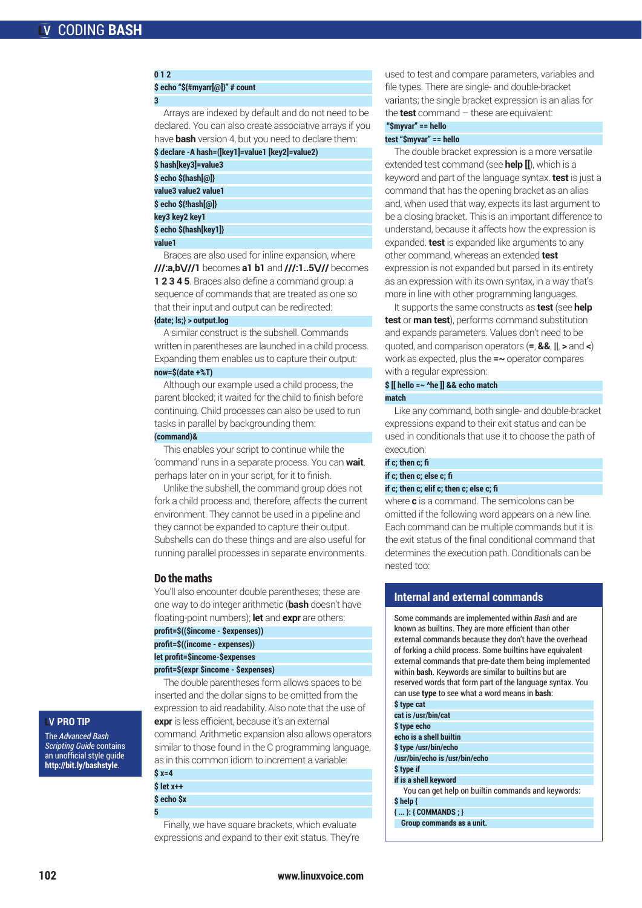```
0 1 2
$ echo "${#myarr[@]}" # count
3
```

Arrays are indexed by default and do not need to be declared. You can also create associative arrays if you have **bash** version 4, but you need to declare them:

```
$ declare -A hash=([key1]=value1 [key2]=value2)
$ hash[key3]=value3
$ echo ${hash[@]}
value3 value2 value1
$ echo ${!hash[@]}
key3 key2 key1
$ echo ${hash[key1]}
value1
```

Braces are also used for inline expansion, where **///:a,b\///1** becomes **a1 b1** and **///:1..5\///** becomes **1 2 3 4 5**. Braces also define a command group: a sequence of commands that are treated as one so that their input and output can be redirected:

```
{date; ls;} > output.log
```

A similar construct is the subshell. Commands written in parentheses are launched in a child process. Expanding them enables us to capture their output:

```
now=$(date +%T)
```

Although our example used a child process, the parent blocked; it waited for the child to finish before continuing. Child processes can also be used to run tasks in parallel by backgrounding them:

```
(command)&
```

This enables your script to continue while the 'command' runs in a separate process. You can **wait**, perhaps later on in your script, for it to finish.

Unlike the subshell, the command group does not fork a child process and, therefore, affects the current environment. They cannot be used in a pipeline and they cannot be expanded to capture their output. Subshells can do these things and are also useful for running parallel processes in separate environments.

## Do the maths

You'll also encounter double parentheses; these are one way to do integer arithmetic (**bash** doesn't have floating-point numbers); **let** and **expr** are others:

```
profit=$(($income - $expenses))
profit=$((income - expenses))
let profit=$income-$expenses
profit=$(expr $income - $expenses)
```

The double parentheses form allows spaces to be inserted and the dollar signs to be omitted from the expression to aid readability. Also note that the use of **expr** is less efficient, because it's an external command. Arithmetic expansion also allows operators similar to those found in the C programming language, as in this common idiom to increment a variable:

```
$ x=4
$ let x++
$ echo $x
5
```

Finally, we have square brackets, which evaluate expressions and expand to their exit status. They're used to test and compare parameters, variables and file types. There are single- and double-bracket variants; the single bracket expression is an alias for the **test** command – these are equivalent:

```
"$myvar" == hello
test "$myvar" == hello
```

The double bracket expression is a more versatile extended test command (see **help [[**), which is a keyword and part of the language syntax. **test** is just a command that has the opening bracket as an alias and, when used that way, expects its last argument to be a closing bracket. This is an important difference to understand, because it affects how the expression is expanded. **test** is expanded like arguments to any other command, whereas an extended **test** expression is not expanded but parsed in its entirety as an expression with its own syntax, in a way that's more in line with other programming languages.

It supports the same constructs as **test** (see **help test** or **man test**), performs command substitution and expands parameters. Values don't need to be quoted, and comparison operators (**=**, **&&**, **||**, **>** and **<**) work as expected, plus the **=~** operator compares with a regular expression:

```
$ [[ hello =~ ^he ]] && echo match
match
```

Like any command, both single- and double-bracket expressions expand to their exit status and can be used in conditionals that use it to choose the path of execution:

```
if c; then c; fi
if c; then c; else c; fi
if c; then c; elif c; then c; else c; fi
```

where **c** is a command. The semicolons can be omitted if the following word appears on a new line. Each command can be multiple commands but it is the exit status of the final conditional command that determines the execution path. Conditionals can be nested too.

> **PRO TIP**
> The *Advanced Bash Scripting Guide* contains an unofficial style guide **http://bit.ly/bashstyle**.

## Internal and external commands

Some commands are implemented within *Bash* and are known as builtins. They are more efficient than other external commands because they don't have the overhead of forking a child process. Some builtins have equivalent external commands that pre-date them being implemented within **bash**. Keywords are similar to builtins but are reserved words that form part of the language syntax. You can use **type** to see what a word means in **bash**:

```
$ type cat
cat is /usr/bin/cat
$ type echo
echo is a shell builtin
$ type /usr/bin/echo
/usr/bin/echo is /usr/bin/echo
$ type if
if is a shell keyword
```

You can get help on builtin commands and keywords:

```
$ help {
{ ... }: { COMMANDS ; }
    Group commands as a unit.
```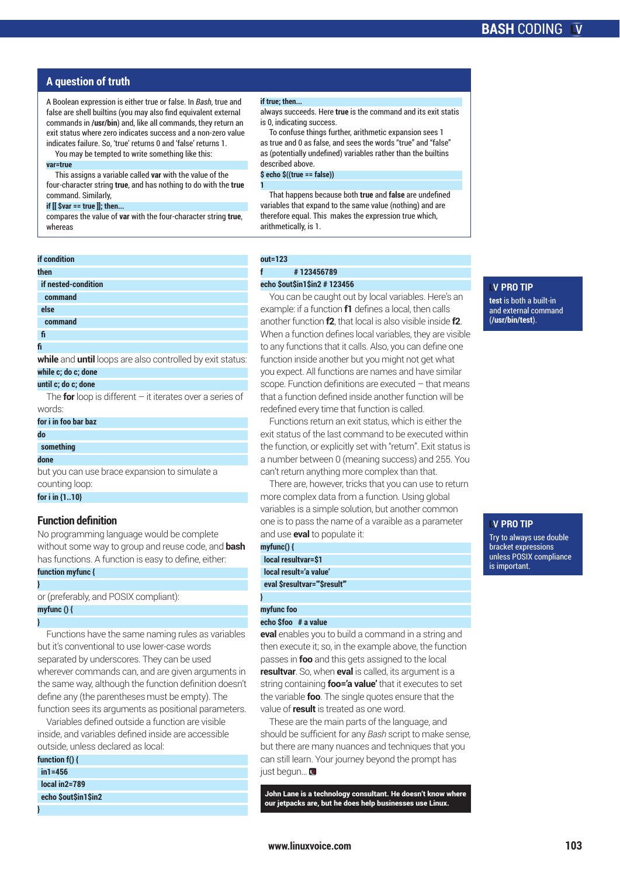## A question of truth

A Boolean expression is either true or false. In *Bash*, true and false are shell builtins (you may also find equivalent external commands in **/usr/bin**) and, like all commands, they return an exit status where zero indicates success and a non-zero value indicates failure. So, 'true' returns 0 and 'false' returns 1.

You may be tempted to write something like this:

```
var=true
```

This assigns a variable called **var** with the value of the four-character string **true**, and has nothing to do with the **true** command. Similarly,

```
if [[ $var == true ]]; then...
```

compares the value of **var** with the four-character string **true**, whereas

```
if true; then...
```

always succeeds. Here **true** is the command and its exit statis is 0, indicating success.

To confuse things further, arithmetic expansion sees 1 as true and 0 as false, and sees the words "true" and "false" as (potentially undefined) variables rather than the builtins described above.

```
$ echo $((true == false))
1
```

That happens because both **true** and **false** are undefined variables that expand to the same value (nothing) and are therefore equal. This makes the expression true which, arithmetically, is 1.

```
if condition
then
 if nested-condition
  command
 else
  command
 fi
fi
```

**while** and **until** loops are also controlled by exit status:

```
while c; do c; done
until c; do c; done
```

The **for** loop is different – it iterates over a series of words:

```
for i in foo bar baz
do
 something
done
```

but you can use brace expansion to simulate a counting loop:

```
for i in {1..10}
```

### Function definition

No programming language would be complete without some way to group and reuse code, and **bash** has functions. A function is easy to define, either:

```
function myfunc {
}
```

or (preferably, and POSIX compliant):

```
myfunc () {
}
```

Functions have the same naming rules as variables but it's conventional to use lower-case words separated by underscores. They can be used wherever commands can, and are given arguments in the same way, although the function definition doesn't define any (the parentheses must be empty). The function sees its arguments as positional parameters.

Variables defined outside a function are visible inside, and variables defined inside are accessible outside, unless declared as local:

```
function f() {
 in1=456
 local in2=789
 echo $out$in1$in2
}
out=123
f          # 123456789
echo $out$in1$in2 # 123456
```

You can be caught out by local variables. Here's an example: if a function **f1** defines a local, then calls another function **f2**, that local is also visible inside **f2**. When a function defines local variables, they are visible to any functions that it calls. Also, you can define one function inside another but you might not get what you expect. All functions are names and have similar scope. Function definitions are executed – that means that a function defined inside another function will be redefined every time that function is called.

Functions return an exit status, which is either the exit status of the last command to be executed within the function, or explicitly set with "return". Exit status is a number between 0 (meaning success) and 255. You can't return anything more complex than that.

There are, however, tricks that you can use to return more complex data from a function. Using global variables is a simple solution, but another common one is to pass the name of a varaible as a parameter and use **eval** to populate it:

```
myfunc() {
 local resultvar=$1
 local result='a value'
 eval $resultvar="'$result'"
}
myfunc foo
echo $foo  # a value
```

**eval** enables you to build a command in a string and then execute it; so, in the example above, the function passes in **foo** and this gets assigned to the local **resultvar**. So, when **eval** is called, its argument is a string containing **foo='a value'** that it executes to set the variable **foo**. The single quotes ensure that the value of **result** is treated as one word.

These are the main parts of the language, and should be sufficient for any *Bash* script to make sense, but there are many nuances and techniques that you can still learn. Your journey beyond the prompt has just begun...

**John Lane is a technology consultant. He doesn't know where our jetpacks are, but he does help businesses use Linux.**

**LV PRO TIP**

**test** is both a built-in and external command (**/usr/bin/test**).

**LV PRO TIP**

Try to always use double bracket expressions unless POSIX compliance is important.